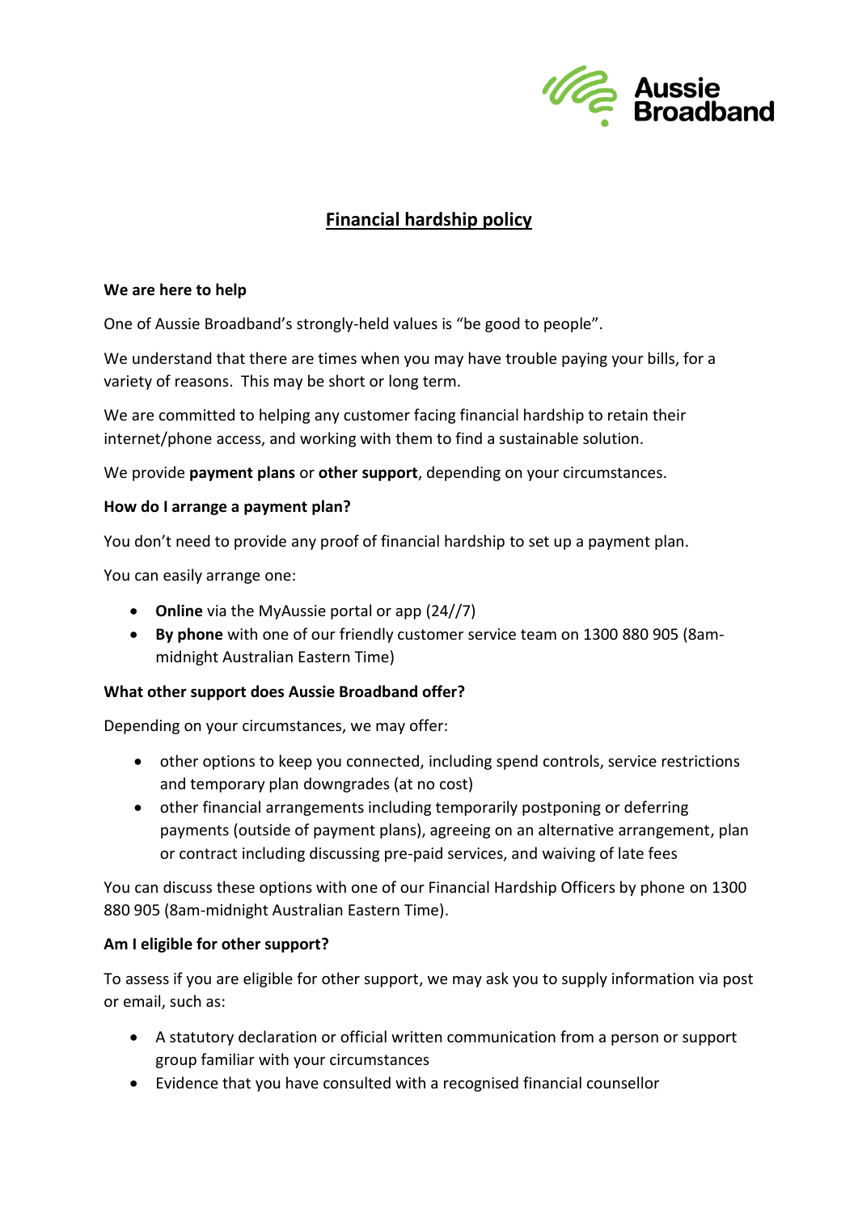# Financial hardship policy

**We are here to help**

One of Aussie Broadband's strongly-held values is "be good to people".

We understand that there are times when you may have trouble paying your bills, for a variety of reasons. This may be short or long term.

We are committed to helping any customer facing financial hardship to retain their internet/phone access, and working with them to find a sustainable solution.

We provide **payment plans** or **other support**, depending on your circumstances.

**How do I arrange a payment plan?**

You don't need to provide any proof of financial hardship to set up a payment plan.

You can easily arrange one:

- **Online** via the MyAussie portal or app (24//7)
- **By phone** with one of our friendly customer service team on 1300 880 905 (8am-midnight Australian Eastern Time)

**What other support does Aussie Broadband offer?**

Depending on your circumstances, we may offer:

- other options to keep you connected, including spend controls, service restrictions and temporary plan downgrades (at no cost)
- other financial arrangements including temporarily postponing or deferring payments (outside of payment plans), agreeing on an alternative arrangement, plan or contract including discussing pre-paid services, and waiving of late fees

You can discuss these options with one of our Financial Hardship Officers by phone on 1300 880 905 (8am-midnight Australian Eastern Time).

**Am I eligible for other support?**

To assess if you are eligible for other support, we may ask you to supply information via post or email, such as:

- A statutory declaration or official written communication from a person or support group familiar with your circumstances
- Evidence that you have consulted with a recognised financial counsellor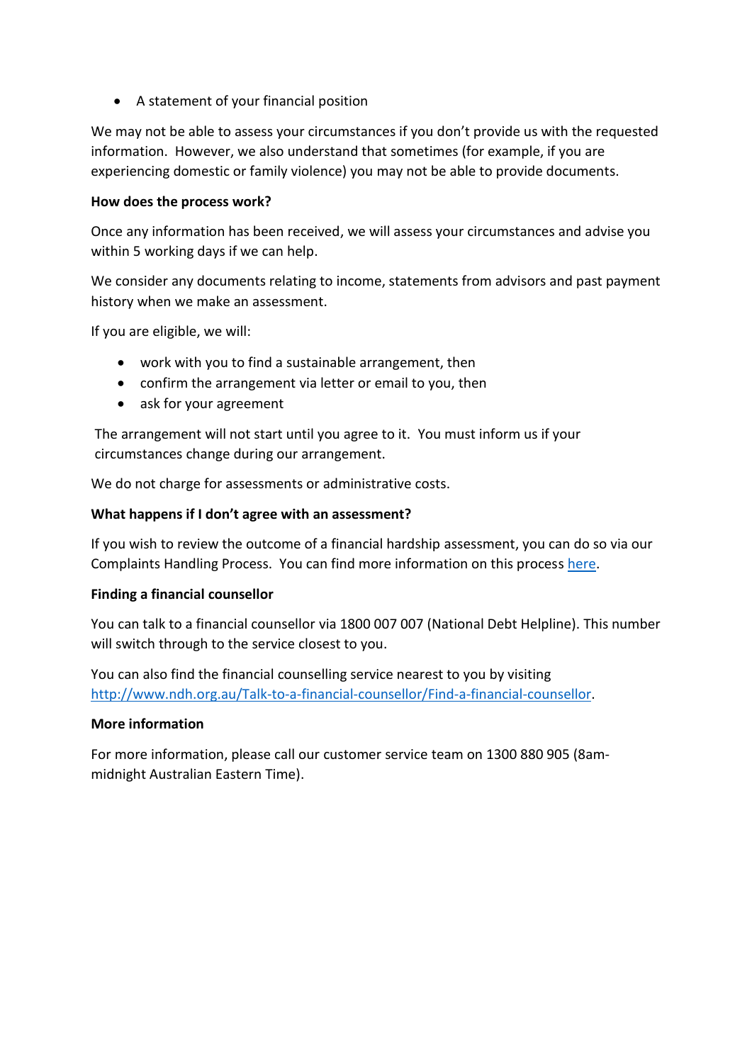- A statement of your financial position

We may not be able to assess your circumstances if you don't provide us with the requested information. However, we also understand that sometimes (for example, if you are experiencing domestic or family violence) you may not be able to provide documents.

**How does the process work?**

Once any information has been received, we will assess your circumstances and advise you within 5 working days if we can help.

We consider any documents relating to income, statements from advisors and past payment history when we make an assessment.

If you are eligible, we will:

- work with you to find a sustainable arrangement, then
- confirm the arrangement via letter or email to you, then
- ask for your agreement

The arrangement will not start until you agree to it. You must inform us if your circumstances change during our arrangement.

We do not charge for assessments or administrative costs.

**What happens if I don't agree with an assessment?**

If you wish to review the outcome of a financial hardship assessment, you can do so via our Complaints Handling Process. You can find more information on this process here.

**Finding a financial counsellor**

You can talk to a financial counsellor via 1800 007 007 (National Debt Helpline). This number will switch through to the service closest to you.

You can also find the financial counselling service nearest to you by visiting http://www.ndh.org.au/Talk-to-a-financial-counsellor/Find-a-financial-counsellor.

**More information**

For more information, please call our customer service team on 1300 880 905 (8am-midnight Australian Eastern Time).